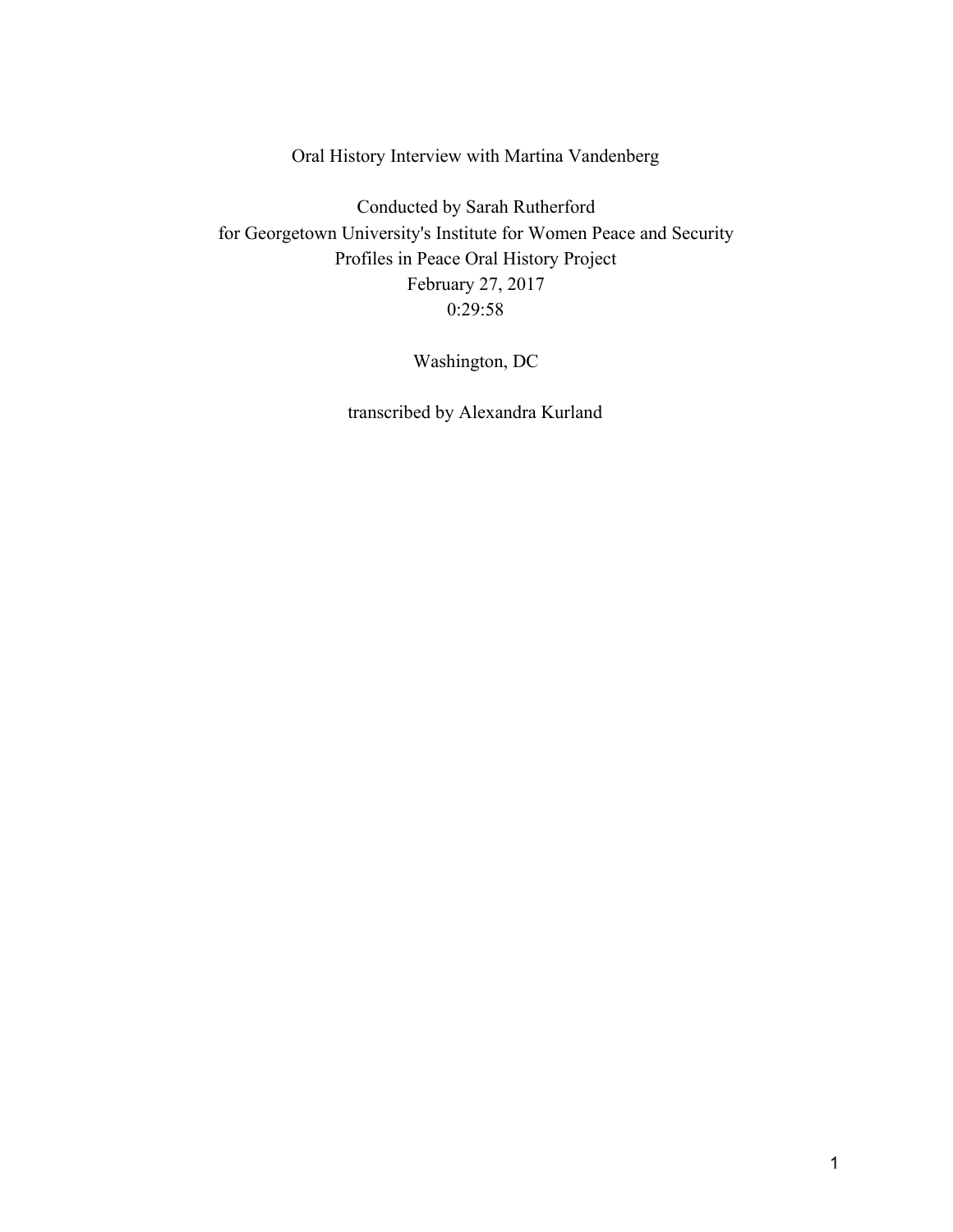# Oral History Interview with Martina Vandenberg

Conducted by Sarah Rutherford
for Georgetown University's Institute for Women Peace and Security
Profiles in Peace Oral History Project
February 27, 2017
0:29:58

Washington, DC

transcribed by Alexandra Kurland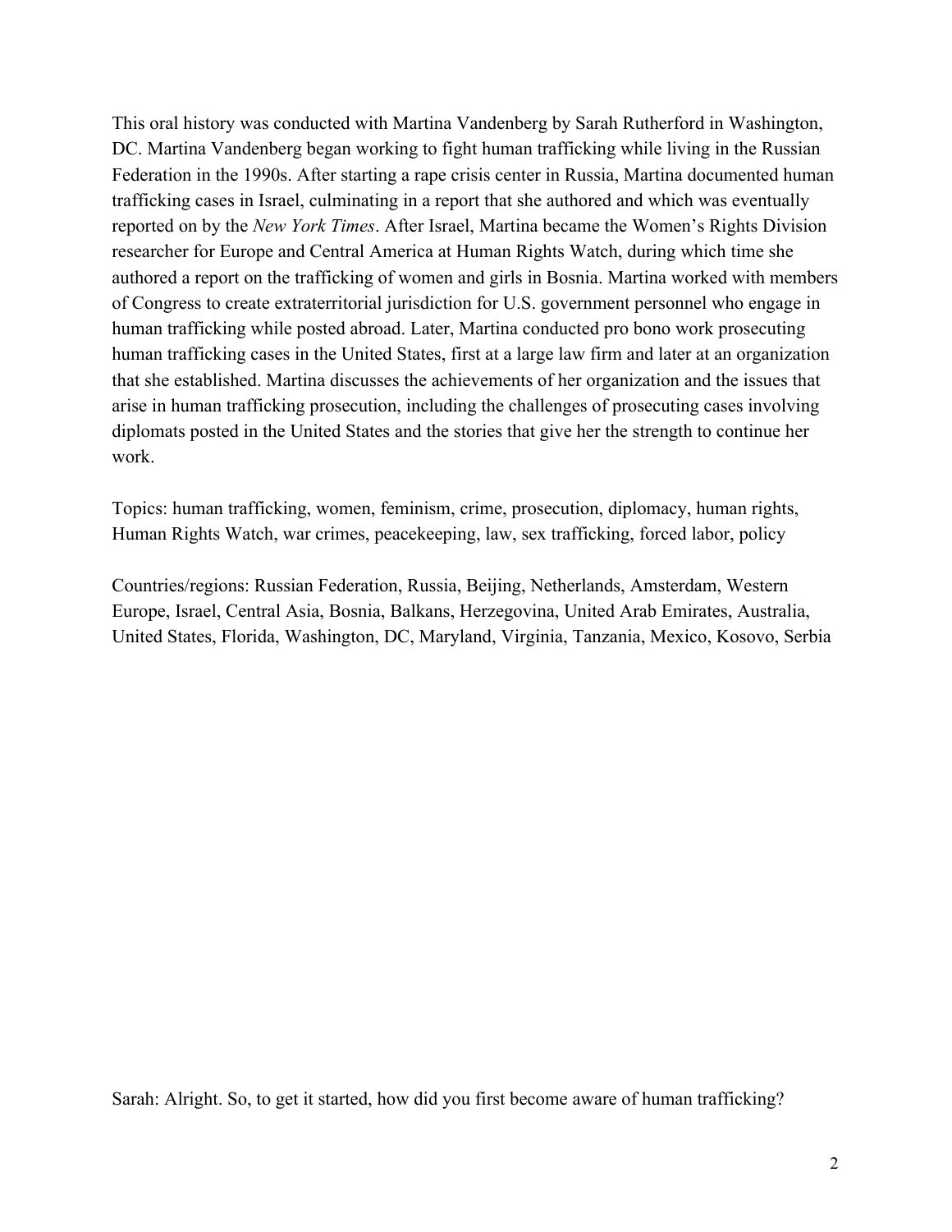This oral history was conducted with Martina Vandenberg by Sarah Rutherford in Washington, DC. Martina Vandenberg began working to fight human trafficking while living in the Russian Federation in the 1990s. After starting a rape crisis center in Russia, Martina documented human trafficking cases in Israel, culminating in a report that she authored and which was eventually reported on by the *New York Times*. After Israel, Martina became the Women's Rights Division researcher for Europe and Central America at Human Rights Watch, during which time she authored a report on the trafficking of women and girls in Bosnia. Martina worked with members of Congress to create extraterritorial jurisdiction for U.S. government personnel who engage in human trafficking while posted abroad. Later, Martina conducted pro bono work prosecuting human trafficking cases in the United States, first at a large law firm and later at an organization that she established. Martina discusses the achievements of her organization and the issues that arise in human trafficking prosecution, including the challenges of prosecuting cases involving diplomats posted in the United States and the stories that give her the strength to continue her work.

Topics: human trafficking, women, feminism, crime, prosecution, diplomacy, human rights, Human Rights Watch, war crimes, peacekeeping, law, sex trafficking, forced labor, policy

Countries/regions: Russian Federation, Russia, Beijing, Netherlands, Amsterdam, Western Europe, Israel, Central Asia, Bosnia, Balkans, Herzegovina, United Arab Emirates, Australia, United States, Florida, Washington, DC, Maryland, Virginia, Tanzania, Mexico, Kosovo, Serbia

Sarah: Alright. So, to get it started, how did you first become aware of human trafficking?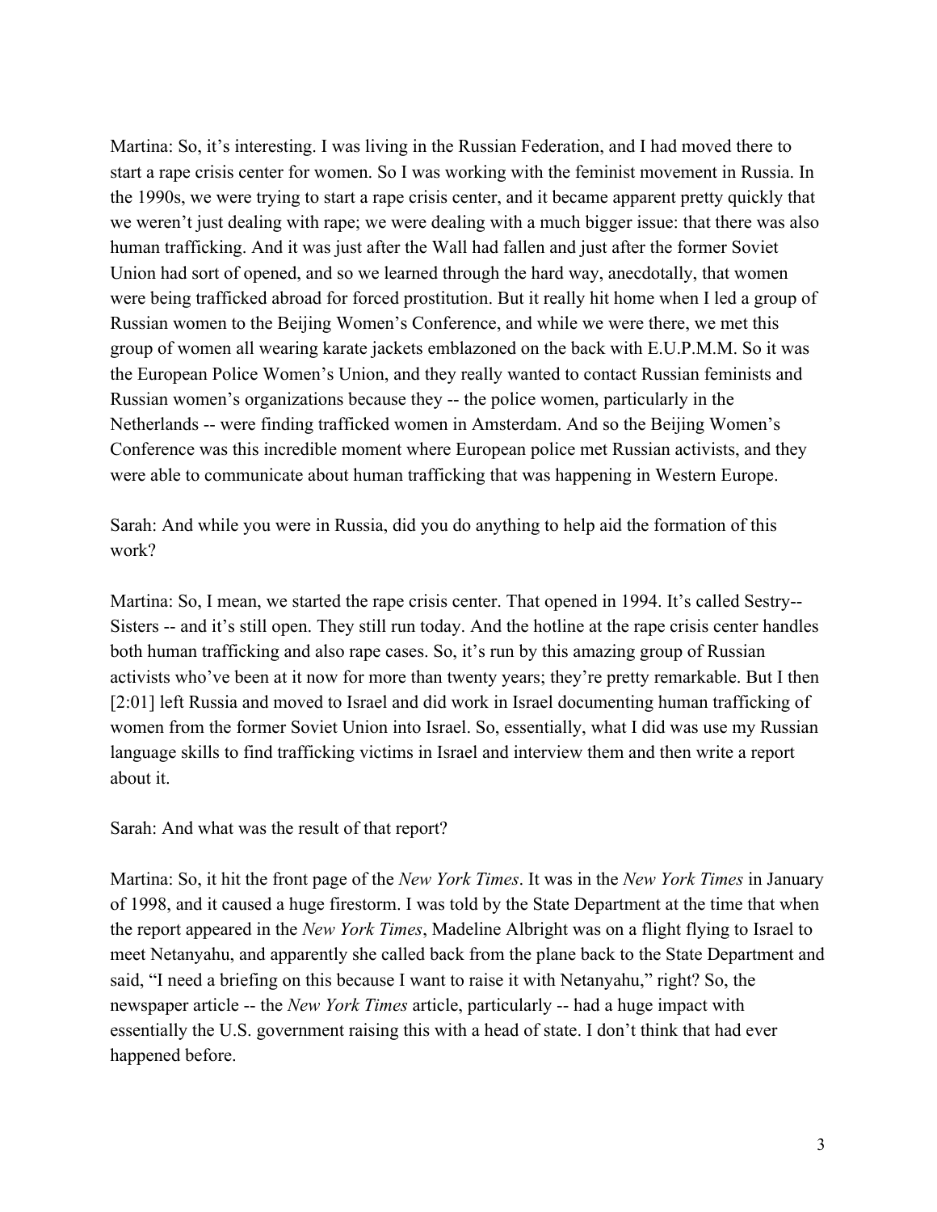Martina: So, it's interesting. I was living in the Russian Federation, and I had moved there to start a rape crisis center for women. So I was working with the feminist movement in Russia. In the 1990s, we were trying to start a rape crisis center, and it became apparent pretty quickly that we weren't just dealing with rape; we were dealing with a much bigger issue: that there was also human trafficking. And it was just after the Wall had fallen and just after the former Soviet Union had sort of opened, and so we learned through the hard way, anecdotally, that women were being trafficked abroad for forced prostitution. But it really hit home when I led a group of Russian women to the Beijing Women's Conference, and while we were there, we met this group of women all wearing karate jackets emblazoned on the back with E.U.P.M.M. So it was the European Police Women's Union, and they really wanted to contact Russian feminists and Russian women's organizations because they -- the police women, particularly in the Netherlands -- were finding trafficked women in Amsterdam. And so the Beijing Women's Conference was this incredible moment where European police met Russian activists, and they were able to communicate about human trafficking that was happening in Western Europe.

Sarah: And while you were in Russia, did you do anything to help aid the formation of this work?

Martina: So, I mean, we started the rape crisis center. That opened in 1994. It's called Sestry-- Sisters -- and it's still open. They still run today. And the hotline at the rape crisis center handles both human trafficking and also rape cases. So, it's run by this amazing group of Russian activists who've been at it now for more than twenty years; they're pretty remarkable. But I then [2:01] left Russia and moved to Israel and did work in Israel documenting human trafficking of women from the former Soviet Union into Israel. So, essentially, what I did was use my Russian language skills to find trafficking victims in Israel and interview them and then write a report about it.

Sarah: And what was the result of that report?

Martina: So, it hit the front page of the *New York Times*. It was in the *New York Times* in January of 1998, and it caused a huge firestorm. I was told by the State Department at the time that when the report appeared in the *New York Times*, Madeline Albright was on a flight flying to Israel to meet Netanyahu, and apparently she called back from the plane back to the State Department and said, "I need a briefing on this because I want to raise it with Netanyahu," right? So, the newspaper article -- the *New York Times* article, particularly -- had a huge impact with essentially the U.S. government raising this with a head of state. I don't think that had ever happened before.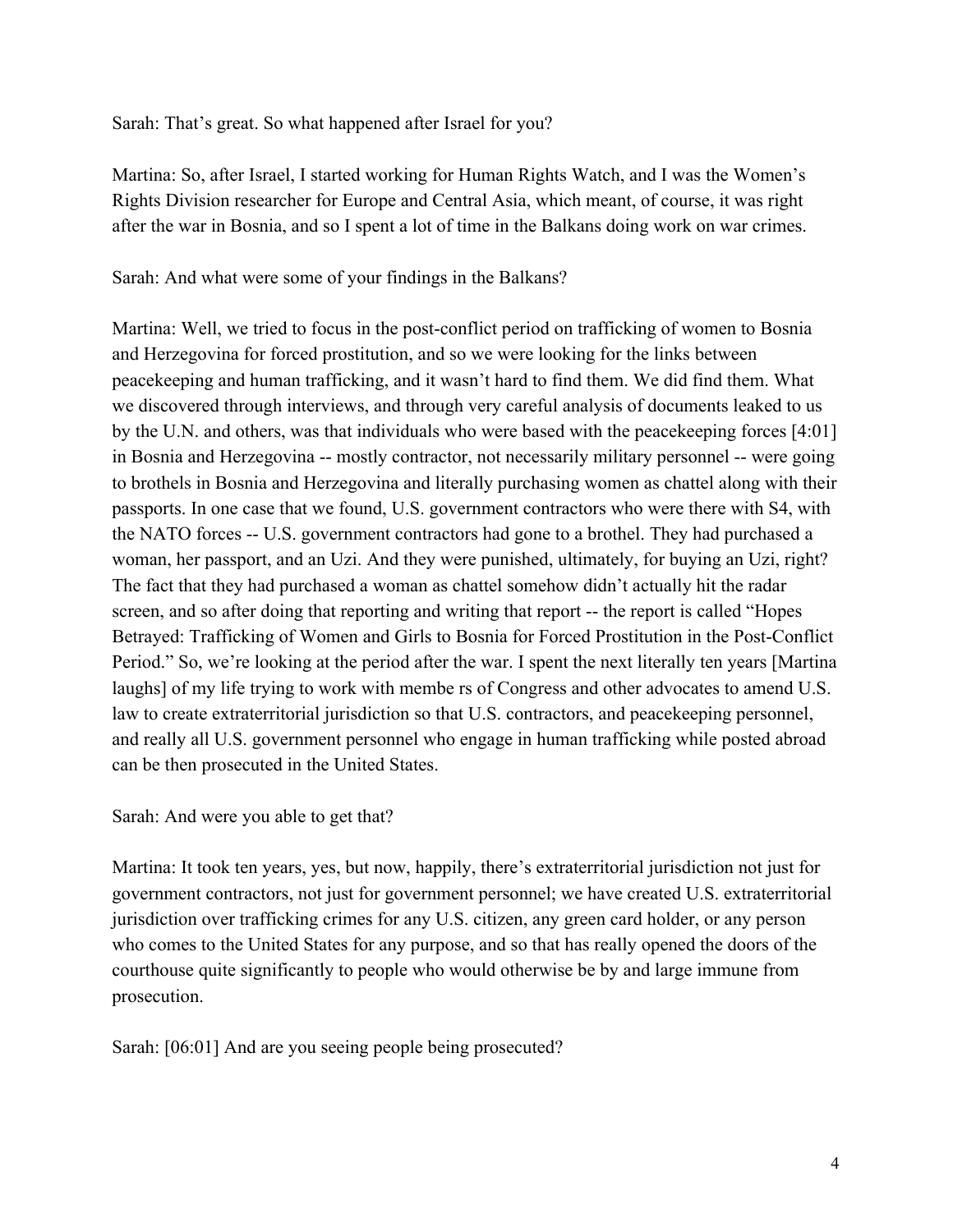Sarah: That's great. So what happened after Israel for you?

Martina: So, after Israel, I started working for Human Rights Watch, and I was the Women's Rights Division researcher for Europe and Central Asia, which meant, of course, it was right after the war in Bosnia, and so I spent a lot of time in the Balkans doing work on war crimes.

Sarah: And what were some of your findings in the Balkans?

Martina: Well, we tried to focus in the post-conflict period on trafficking of women to Bosnia and Herzegovina for forced prostitution, and so we were looking for the links between peacekeeping and human trafficking, and it wasn't hard to find them. We did find them. What we discovered through interviews, and through very careful analysis of documents leaked to us by the U.N. and others, was that individuals who were based with the peacekeeping forces [4:01] in Bosnia and Herzegovina -- mostly contractor, not necessarily military personnel -- were going to brothels in Bosnia and Herzegovina and literally purchasing women as chattel along with their passports. In one case that we found, U.S. government contractors who were there with S4, with the NATO forces -- U.S. government contractors had gone to a brothel. They had purchased a woman, her passport, and an Uzi. And they were punished, ultimately, for buying an Uzi, right? The fact that they had purchased a woman as chattel somehow didn't actually hit the radar screen, and so after doing that reporting and writing that report -- the report is called "Hopes Betrayed: Trafficking of Women and Girls to Bosnia for Forced Prostitution in the Post-Conflict Period." So, we're looking at the period after the war. I spent the next literally ten years [Martina laughs] of my life trying to work with membe rs of Congress and other advocates to amend U.S. law to create extraterritorial jurisdiction so that U.S. contractors, and peacekeeping personnel, and really all U.S. government personnel who engage in human trafficking while posted abroad can be then prosecuted in the United States.

Sarah: And were you able to get that?

Martina: It took ten years, yes, but now, happily, there's extraterritorial jurisdiction not just for government contractors, not just for government personnel; we have created U.S. extraterritorial jurisdiction over trafficking crimes for any U.S. citizen, any green card holder, or any person who comes to the United States for any purpose, and so that has really opened the doors of the courthouse quite significantly to people who would otherwise be by and large immune from prosecution.

Sarah: [06:01] And are you seeing people being prosecuted?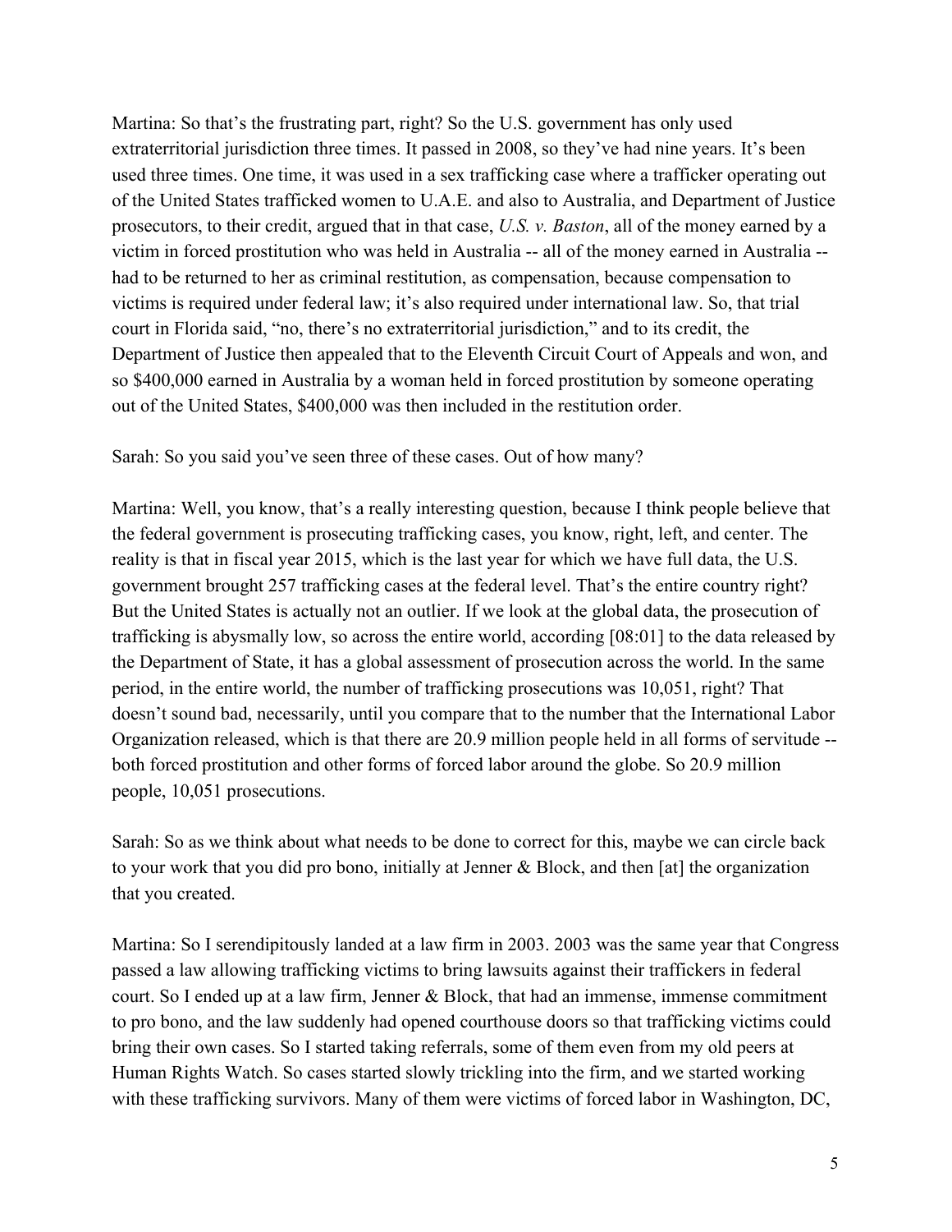Martina: So that's the frustrating part, right? So the U.S. government has only used extraterritorial jurisdiction three times. It passed in 2008, so they've had nine years. It's been used three times. One time, it was used in a sex trafficking case where a trafficker operating out of the United States trafficked women to U.A.E. and also to Australia, and Department of Justice prosecutors, to their credit, argued that in that case, *U.S. v. Baston*, all of the money earned by a victim in forced prostitution who was held in Australia -- all of the money earned in Australia -- had to be returned to her as criminal restitution, as compensation, because compensation to victims is required under federal law; it's also required under international law. So, that trial court in Florida said, "no, there's no extraterritorial jurisdiction," and to its credit, the Department of Justice then appealed that to the Eleventh Circuit Court of Appeals and won, and so $400,000 earned in Australia by a woman held in forced prostitution by someone operating out of the United States, $400,000 was then included in the restitution order.

Sarah: So you said you've seen three of these cases. Out of how many?

Martina: Well, you know, that's a really interesting question, because I think people believe that the federal government is prosecuting trafficking cases, you know, right, left, and center. The reality is that in fiscal year 2015, which is the last year for which we have full data, the U.S. government brought 257 trafficking cases at the federal level. That's the entire country right? But the United States is actually not an outlier. If we look at the global data, the prosecution of trafficking is abysmally low, so across the entire world, according [08:01] to the data released by the Department of State, it has a global assessment of prosecution across the world. In the same period, in the entire world, the number of trafficking prosecutions was 10,051, right? That doesn't sound bad, necessarily, until you compare that to the number that the International Labor Organization released, which is that there are 20.9 million people held in all forms of servitude -- both forced prostitution and other forms of forced labor around the globe. So 20.9 million people, 10,051 prosecutions.

Sarah: So as we think about what needs to be done to correct for this, maybe we can circle back to your work that you did pro bono, initially at Jenner & Block, and then [at] the organization that you created.

Martina: So I serendipitously landed at a law firm in 2003. 2003 was the same year that Congress passed a law allowing trafficking victims to bring lawsuits against their traffickers in federal court. So I ended up at a law firm, Jenner & Block, that had an immense, immense commitment to pro bono, and the law suddenly had opened courthouse doors so that trafficking victims could bring their own cases. So I started taking referrals, some of them even from my old peers at Human Rights Watch. So cases started slowly trickling into the firm, and we started working with these trafficking survivors. Many of them were victims of forced labor in Washington, DC,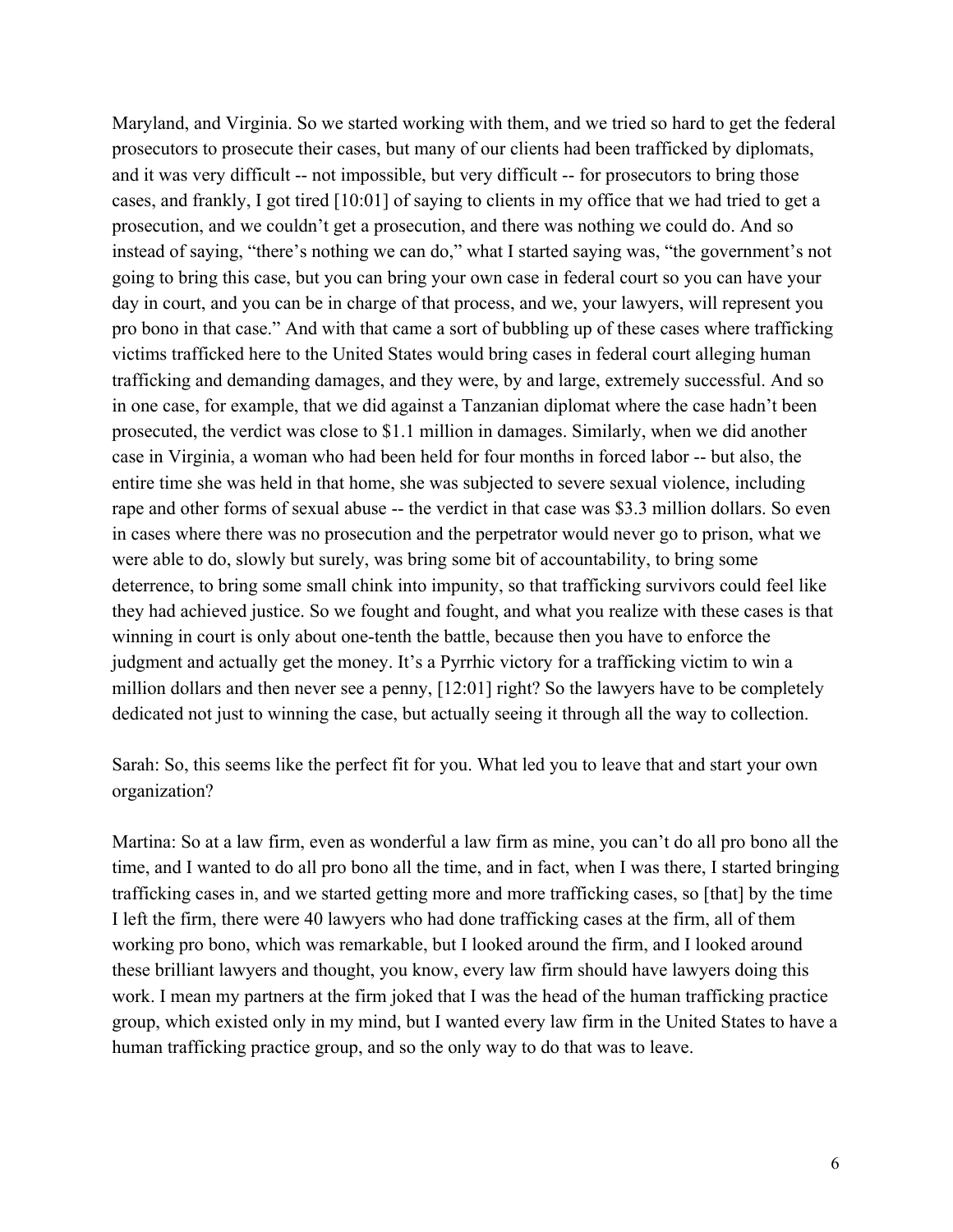Maryland, and Virginia. So we started working with them, and we tried so hard to get the federal prosecutors to prosecute their cases, but many of our clients had been trafficked by diplomats, and it was very difficult -- not impossible, but very difficult -- for prosecutors to bring those cases, and frankly, I got tired [10:01] of saying to clients in my office that we had tried to get a prosecution, and we couldn't get a prosecution, and there was nothing we could do. And so instead of saying, "there's nothing we can do," what I started saying was, "the government's not going to bring this case, but you can bring your own case in federal court so you can have your day in court, and you can be in charge of that process, and we, your lawyers, will represent you pro bono in that case." And with that came a sort of bubbling up of these cases where trafficking victims trafficked here to the United States would bring cases in federal court alleging human trafficking and demanding damages, and they were, by and large, extremely successful. And so in one case, for example, that we did against a Tanzanian diplomat where the case hadn't been prosecuted, the verdict was close to $1.1 million in damages. Similarly, when we did another case in Virginia, a woman who had been held for four months in forced labor -- but also, the entire time she was held in that home, she was subjected to severe sexual violence, including rape and other forms of sexual abuse -- the verdict in that case was $3.3 million dollars. So even in cases where there was no prosecution and the perpetrator would never go to prison, what we were able to do, slowly but surely, was bring some bit of accountability, to bring some deterrence, to bring some small chink into impunity, so that trafficking survivors could feel like they had achieved justice. So we fought and fought, and what you realize with these cases is that winning in court is only about one-tenth the battle, because then you have to enforce the judgment and actually get the money. It's a Pyrrhic victory for a trafficking victim to win a million dollars and then never see a penny, [12:01] right? So the lawyers have to be completely dedicated not just to winning the case, but actually seeing it through all the way to collection.

Sarah: So, this seems like the perfect fit for you. What led you to leave that and start your own organization?

Martina: So at a law firm, even as wonderful a law firm as mine, you can't do all pro bono all the time, and I wanted to do all pro bono all the time, and in fact, when I was there, I started bringing trafficking cases in, and we started getting more and more trafficking cases, so [that] by the time I left the firm, there were 40 lawyers who had done trafficking cases at the firm, all of them working pro bono, which was remarkable, but I looked around the firm, and I looked around these brilliant lawyers and thought, you know, every law firm should have lawyers doing this work. I mean my partners at the firm joked that I was the head of the human trafficking practice group, which existed only in my mind, but I wanted every law firm in the United States to have a human trafficking practice group, and so the only way to do that was to leave.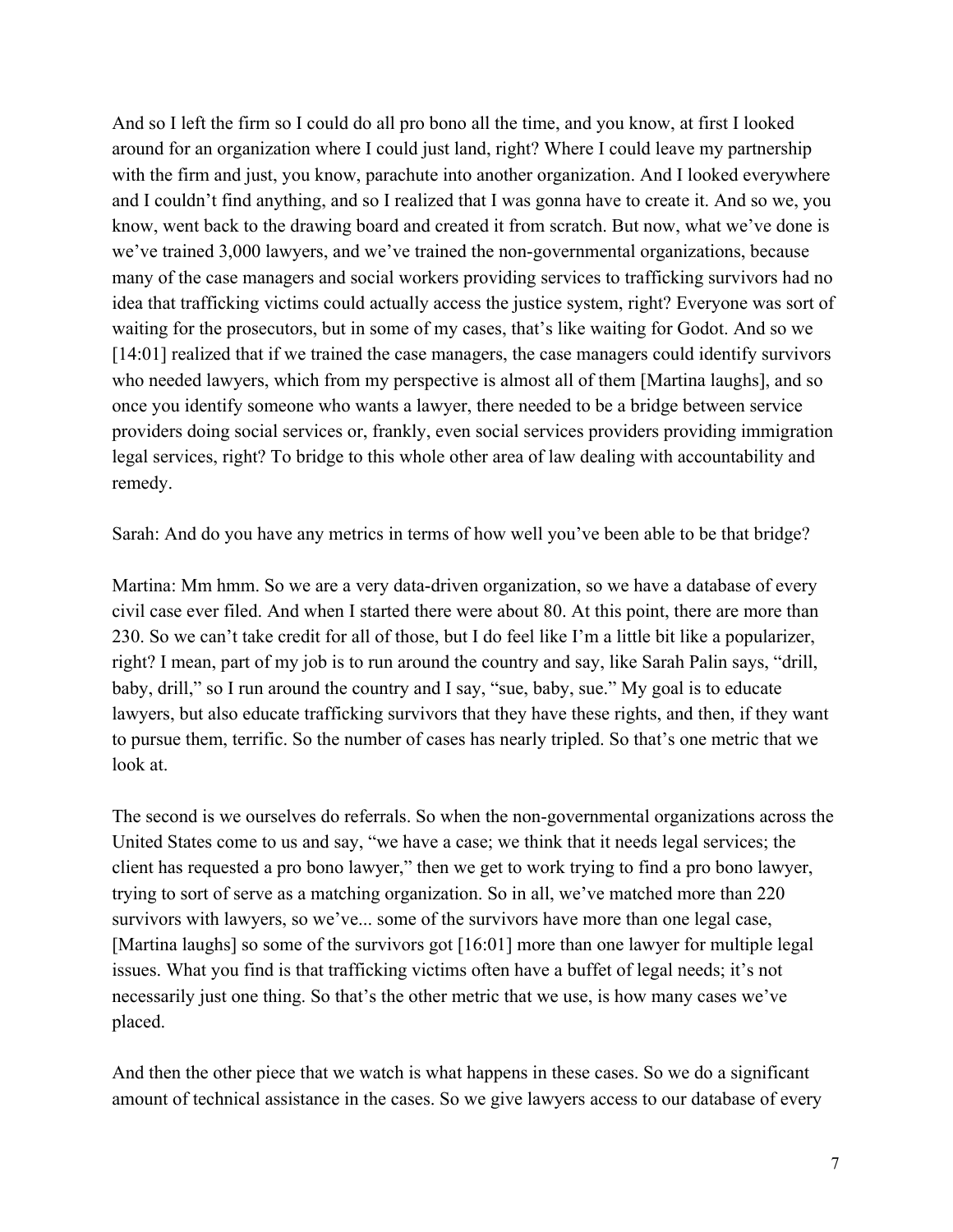And so I left the firm so I could do all pro bono all the time, and you know, at first I looked around for an organization where I could just land, right? Where I could leave my partnership with the firm and just, you know, parachute into another organization. And I looked everywhere and I couldn't find anything, and so I realized that I was gonna have to create it. And so we, you know, went back to the drawing board and created it from scratch. But now, what we've done is we've trained 3,000 lawyers, and we've trained the non-governmental organizations, because many of the case managers and social workers providing services to trafficking survivors had no idea that trafficking victims could actually access the justice system, right? Everyone was sort of waiting for the prosecutors, but in some of my cases, that's like waiting for Godot. And so we [14:01] realized that if we trained the case managers, the case managers could identify survivors who needed lawyers, which from my perspective is almost all of them [Martina laughs], and so once you identify someone who wants a lawyer, there needed to be a bridge between service providers doing social services or, frankly, even social services providers providing immigration legal services, right? To bridge to this whole other area of law dealing with accountability and remedy.

Sarah: And do you have any metrics in terms of how well you've been able to be that bridge?

Martina: Mm hmm. So we are a very data-driven organization, so we have a database of every civil case ever filed. And when I started there were about 80. At this point, there are more than 230. So we can't take credit for all of those, but I do feel like I'm a little bit like a popularizer, right? I mean, part of my job is to run around the country and say, like Sarah Palin says, "drill, baby, drill," so I run around the country and I say, "sue, baby, sue." My goal is to educate lawyers, but also educate trafficking survivors that they have these rights, and then, if they want to pursue them, terrific. So the number of cases has nearly tripled. So that's one metric that we look at.

The second is we ourselves do referrals. So when the non-governmental organizations across the United States come to us and say, "we have a case; we think that it needs legal services; the client has requested a pro bono lawyer," then we get to work trying to find a pro bono lawyer, trying to sort of serve as a matching organization. So in all, we've matched more than 220 survivors with lawyers, so we've... some of the survivors have more than one legal case, [Martina laughs] so some of the survivors got [16:01] more than one lawyer for multiple legal issues. What you find is that trafficking victims often have a buffet of legal needs; it's not necessarily just one thing. So that's the other metric that we use, is how many cases we've placed.

And then the other piece that we watch is what happens in these cases. So we do a significant amount of technical assistance in the cases. So we give lawyers access to our database of every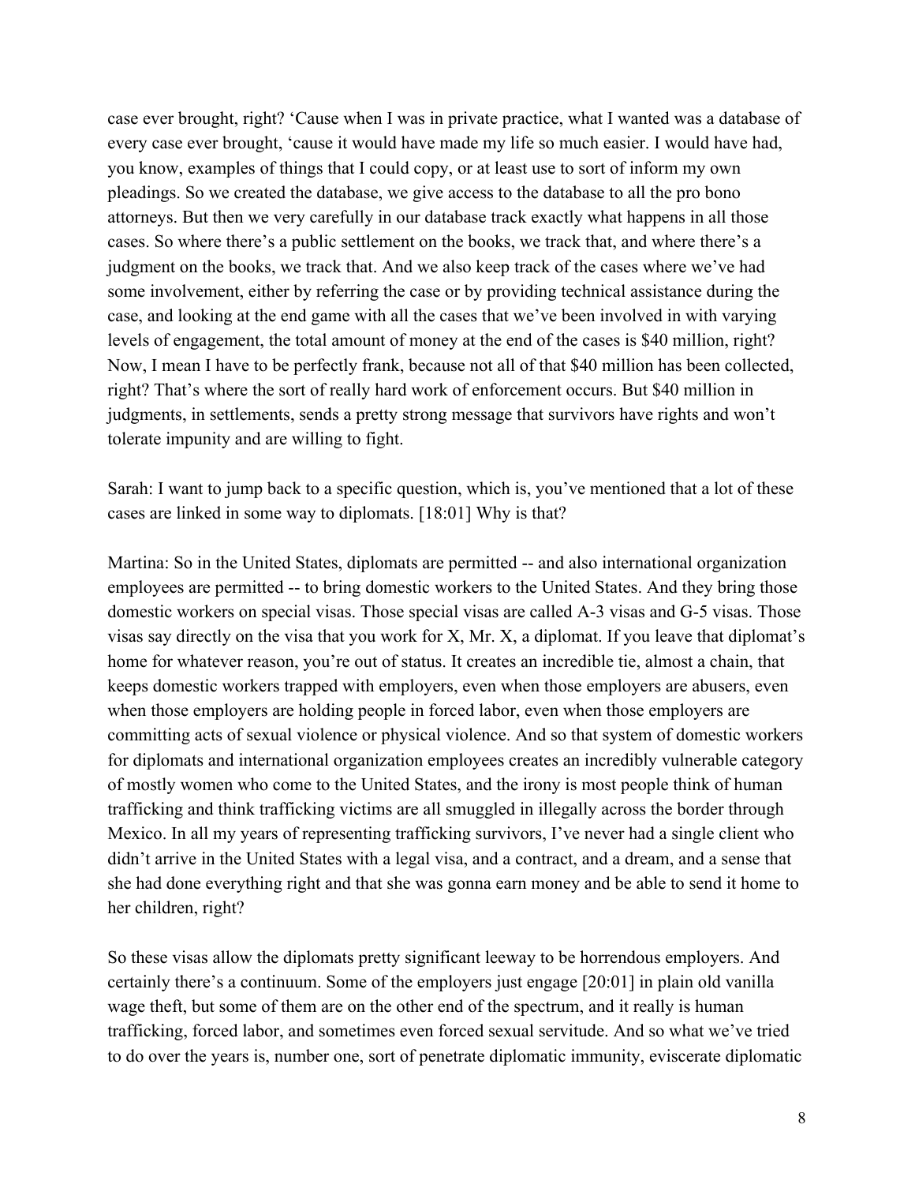case ever brought, right? 'Cause when I was in private practice, what I wanted was a database of every case ever brought, 'cause it would have made my life so much easier. I would have had, you know, examples of things that I could copy, or at least use to sort of inform my own pleadings. So we created the database, we give access to the database to all the pro bono attorneys. But then we very carefully in our database track exactly what happens in all those cases. So where there's a public settlement on the books, we track that, and where there's a judgment on the books, we track that. And we also keep track of the cases where we've had some involvement, either by referring the case or by providing technical assistance during the case, and looking at the end game with all the cases that we've been involved in with varying levels of engagement, the total amount of money at the end of the cases is $40 million, right? Now, I mean I have to be perfectly frank, because not all of that $40 million has been collected, right? That's where the sort of really hard work of enforcement occurs. But $40 million in judgments, in settlements, sends a pretty strong message that survivors have rights and won't tolerate impunity and are willing to fight.

Sarah: I want to jump back to a specific question, which is, you've mentioned that a lot of these cases are linked in some way to diplomats. [18:01] Why is that?

Martina: So in the United States, diplomats are permitted -- and also international organization employees are permitted -- to bring domestic workers to the United States. And they bring those domestic workers on special visas. Those special visas are called A-3 visas and G-5 visas. Those visas say directly on the visa that you work for X, Mr. X, a diplomat. If you leave that diplomat's home for whatever reason, you're out of status. It creates an incredible tie, almost a chain, that keeps domestic workers trapped with employers, even when those employers are abusers, even when those employers are holding people in forced labor, even when those employers are committing acts of sexual violence or physical violence. And so that system of domestic workers for diplomats and international organization employees creates an incredibly vulnerable category of mostly women who come to the United States, and the irony is most people think of human trafficking and think trafficking victims are all smuggled in illegally across the border through Mexico. In all my years of representing trafficking survivors, I've never had a single client who didn't arrive in the United States with a legal visa, and a contract, and a dream, and a sense that she had done everything right and that she was gonna earn money and be able to send it home to her children, right?

So these visas allow the diplomats pretty significant leeway to be horrendous employers. And certainly there's a continuum. Some of the employers just engage [20:01] in plain old vanilla wage theft, but some of them are on the other end of the spectrum, and it really is human trafficking, forced labor, and sometimes even forced sexual servitude. And so what we've tried to do over the years is, number one, sort of penetrate diplomatic immunity, eviscerate diplomatic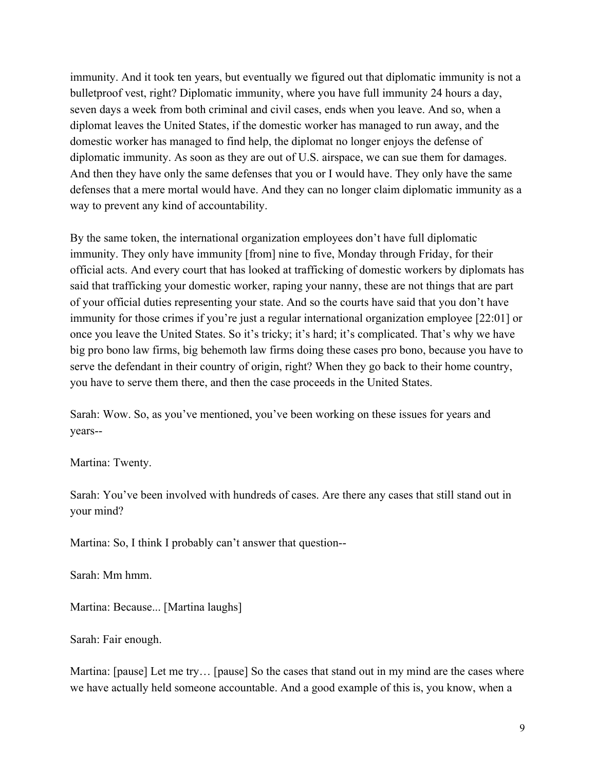immunity. And it took ten years, but eventually we figured out that diplomatic immunity is not a bulletproof vest, right? Diplomatic immunity, where you have full immunity 24 hours a day, seven days a week from both criminal and civil cases, ends when you leave. And so, when a diplomat leaves the United States, if the domestic worker has managed to run away, and the domestic worker has managed to find help, the diplomat no longer enjoys the defense of diplomatic immunity. As soon as they are out of U.S. airspace, we can sue them for damages. And then they have only the same defenses that you or I would have. They only have the same defenses that a mere mortal would have. And they can no longer claim diplomatic immunity as a way to prevent any kind of accountability.

By the same token, the international organization employees don't have full diplomatic immunity. They only have immunity [from] nine to five, Monday through Friday, for their official acts. And every court that has looked at trafficking of domestic workers by diplomats has said that trafficking your domestic worker, raping your nanny, these are not things that are part of your official duties representing your state. And so the courts have said that you don't have immunity for those crimes if you're just a regular international organization employee [22:01] or once you leave the United States. So it's tricky; it's hard; it's complicated. That's why we have big pro bono law firms, big behemoth law firms doing these cases pro bono, because you have to serve the defendant in their country of origin, right? When they go back to their home country, you have to serve them there, and then the case proceeds in the United States.

Sarah: Wow. So, as you've mentioned, you've been working on these issues for years and years--

Martina: Twenty.

Sarah: You've been involved with hundreds of cases. Are there any cases that still stand out in your mind?

Martina: So, I think I probably can't answer that question--

Sarah: Mm hmm.

Martina: Because... [Martina laughs]

Sarah: Fair enough.

Martina: [pause] Let me try… [pause] So the cases that stand out in my mind are the cases where we have actually held someone accountable. And a good example of this is, you know, when a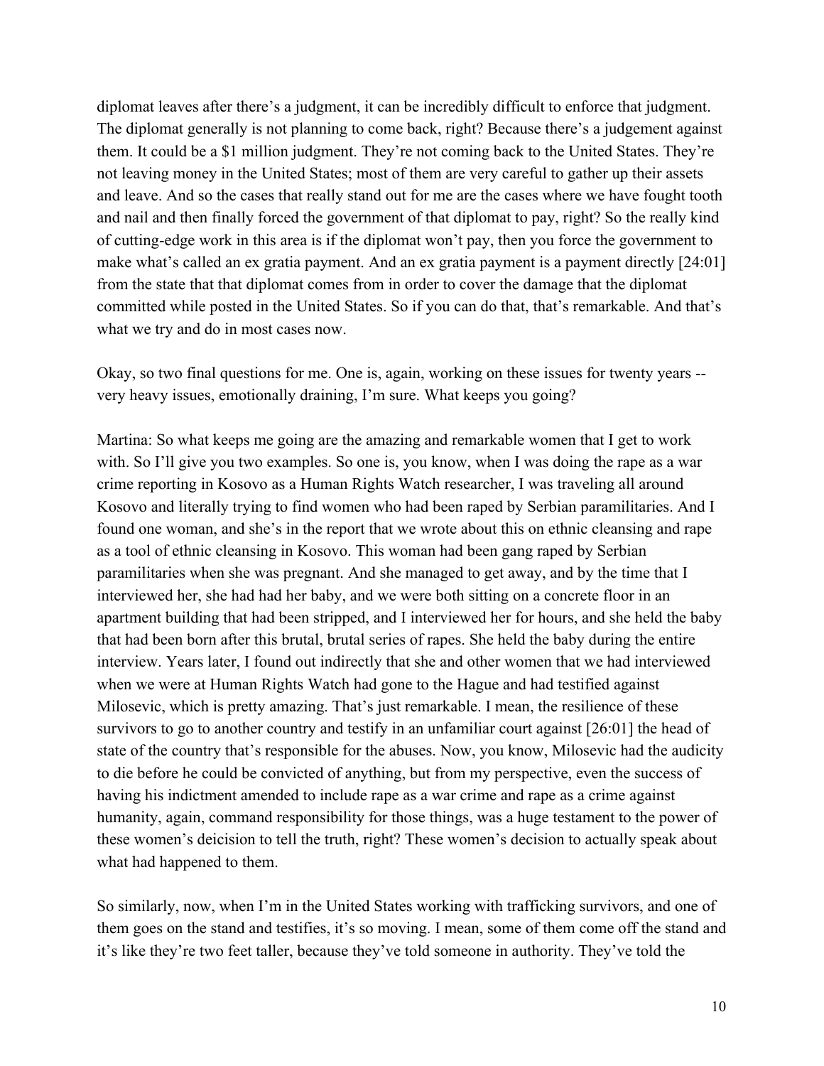diplomat leaves after there's a judgment, it can be incredibly difficult to enforce that judgment. The diplomat generally is not planning to come back, right? Because there's a judgement against them. It could be a $1 million judgment. They're not coming back to the United States. They're not leaving money in the United States; most of them are very careful to gather up their assets and leave. And so the cases that really stand out for me are the cases where we have fought tooth and nail and then finally forced the government of that diplomat to pay, right? So the really kind of cutting-edge work in this area is if the diplomat won't pay, then you force the government to make what's called an ex gratia payment. And an ex gratia payment is a payment directly [24:01] from the state that that diplomat comes from in order to cover the damage that the diplomat committed while posted in the United States. So if you can do that, that's remarkable. And that's what we try and do in most cases now.

Okay, so two final questions for me. One is, again, working on these issues for twenty years -- very heavy issues, emotionally draining, I'm sure. What keeps you going?

Martina: So what keeps me going are the amazing and remarkable women that I get to work with. So I'll give you two examples. So one is, you know, when I was doing the rape as a war crime reporting in Kosovo as a Human Rights Watch researcher, I was traveling all around Kosovo and literally trying to find women who had been raped by Serbian paramilitaries. And I found one woman, and she's in the report that we wrote about this on ethnic cleansing and rape as a tool of ethnic cleansing in Kosovo. This woman had been gang raped by Serbian paramilitaries when she was pregnant. And she managed to get away, and by the time that I interviewed her, she had had her baby, and we were both sitting on a concrete floor in an apartment building that had been stripped, and I interviewed her for hours, and she held the baby that had been born after this brutal, brutal series of rapes. She held the baby during the entire interview. Years later, I found out indirectly that she and other women that we had interviewed when we were at Human Rights Watch had gone to the Hague and had testified against Milosevic, which is pretty amazing. That's just remarkable. I mean, the resilience of these survivors to go to another country and testify in an unfamiliar court against [26:01] the head of state of the country that's responsible for the abuses. Now, you know, Milosevic had the audicity to die before he could be convicted of anything, but from my perspective, even the success of having his indictment amended to include rape as a war crime and rape as a crime against humanity, again, command responsibility for those things, was a huge testament to the power of these women's deicision to tell the truth, right? These women's decision to actually speak about what had happened to them.

So similarly, now, when I'm in the United States working with trafficking survivors, and one of them goes on the stand and testifies, it's so moving. I mean, some of them come off the stand and it's like they're two feet taller, because they've told someone in authority. They've told the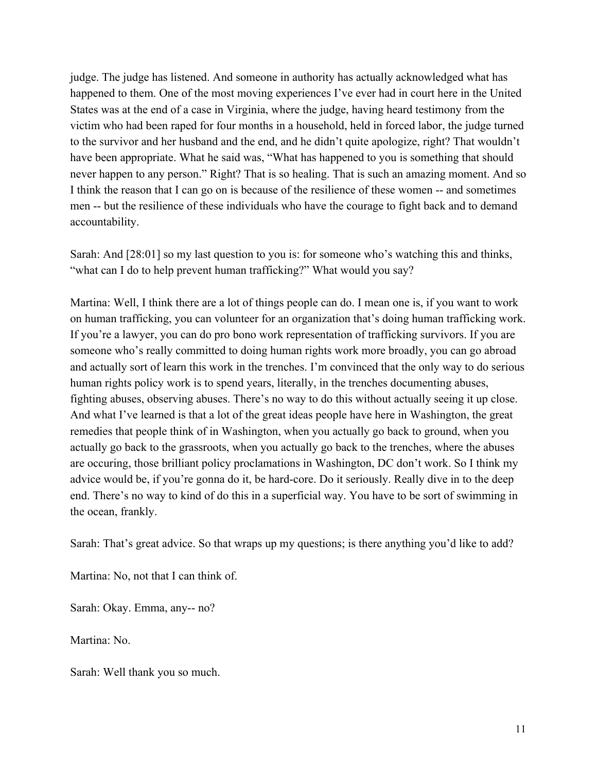judge. The judge has listened. And someone in authority has actually acknowledged what has happened to them. One of the most moving experiences I've ever had in court here in the United States was at the end of a case in Virginia, where the judge, having heard testimony from the victim who had been raped for four months in a household, held in forced labor, the judge turned to the survivor and her husband and the end, and he didn't quite apologize, right? That wouldn't have been appropriate. What he said was, "What has happened to you is something that should never happen to any person." Right? That is so healing. That is such an amazing moment. And so I think the reason that I can go on is because of the resilience of these women -- and sometimes men -- but the resilience of these individuals who have the courage to fight back and to demand accountability.

Sarah: And [28:01] so my last question to you is: for someone who's watching this and thinks, "what can I do to help prevent human trafficking?" What would you say?

Martina: Well, I think there are a lot of things people can do. I mean one is, if you want to work on human trafficking, you can volunteer for an organization that's doing human trafficking work. If you're a lawyer, you can do pro bono work representation of trafficking survivors. If you are someone who's really committed to doing human rights work more broadly, you can go abroad and actually sort of learn this work in the trenches. I'm convinced that the only way to do serious human rights policy work is to spend years, literally, in the trenches documenting abuses, fighting abuses, observing abuses. There's no way to do this without actually seeing it up close. And what I've learned is that a lot of the great ideas people have here in Washington, the great remedies that people think of in Washington, when you actually go back to ground, when you actually go back to the grassroots, when you actually go back to the trenches, where the abuses are occuring, those brilliant policy proclamations in Washington, DC don't work. So I think my advice would be, if you're gonna do it, be hard-core. Do it seriously. Really dive in to the deep end. There's no way to kind of do this in a superficial way. You have to be sort of swimming in the ocean, frankly.

Sarah: That's great advice. So that wraps up my questions; is there anything you'd like to add?

Martina: No, not that I can think of.

Sarah: Okay. Emma, any-- no?

Martina: No.

Sarah: Well thank you so much.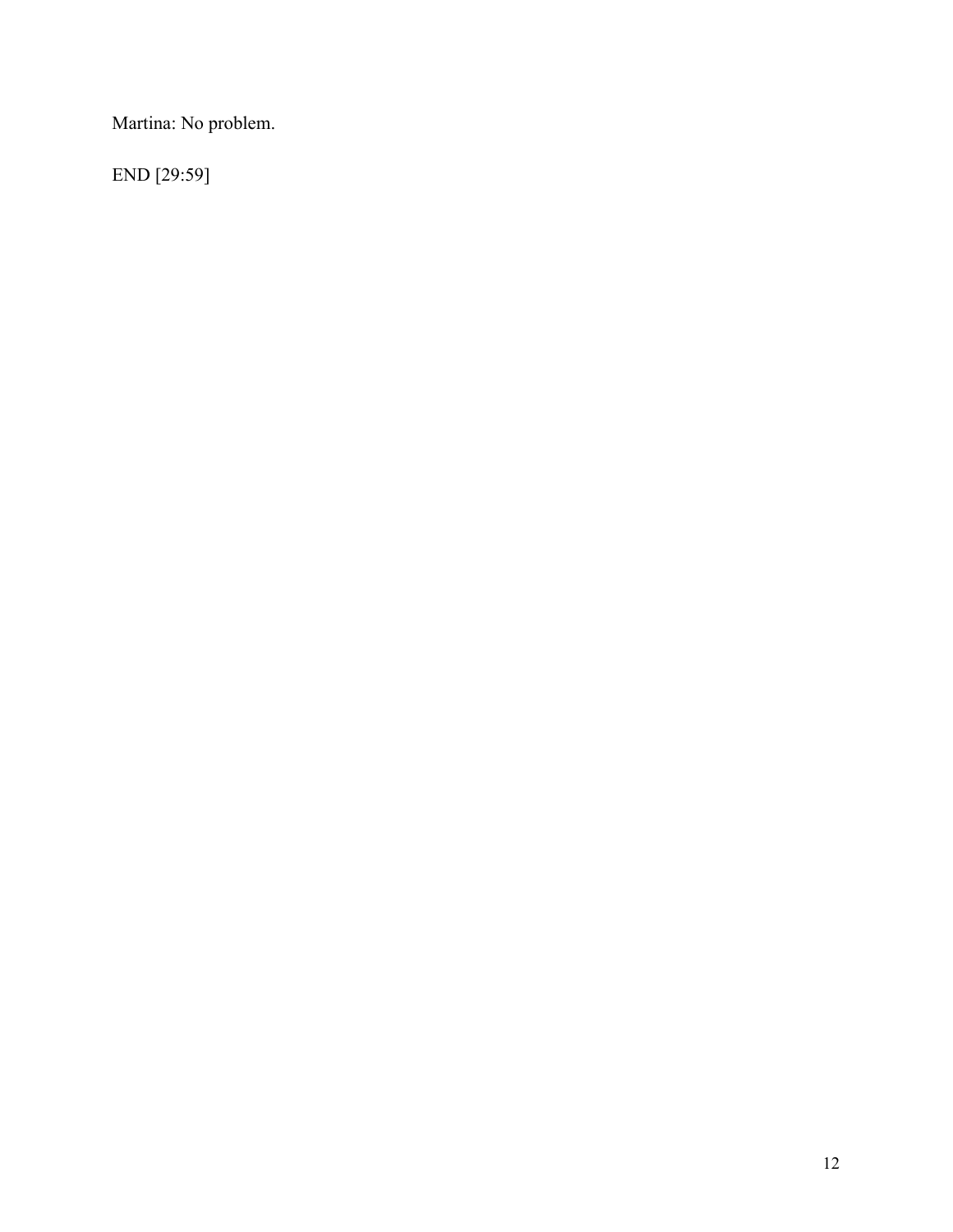Martina: No problem.

END [29:59]